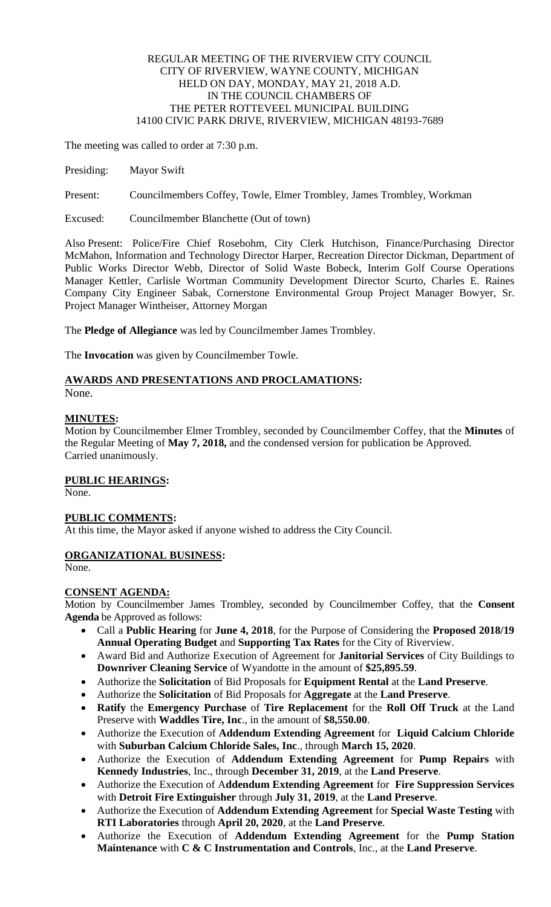REGULAR MEETING OF THE RIVERVIEW CITY COUNCIL
CITY OF RIVERVIEW, WAYNE COUNTY, MICHIGAN
HELD ON DAY, MONDAY, MAY 21, 2018 A.D.
IN THE COUNCIL CHAMBERS OF
THE PETER ROTTEVEEL MUNICIPAL BUILDING
14100 CIVIC PARK DRIVE, RIVERVIEW, MICHIGAN 48193-7689

The meeting was called to order at 7:30 p.m.

Presiding: Mayor Swift

Present: Councilmembers Coffey, Towle, Elmer Trombley, James Trombley, Workman

Excused: Councilmember Blanchette (Out of town)

Also Present: Police/Fire Chief Rosebohm, City Clerk Hutchison, Finance/Purchasing Director McMahon, Information and Technology Director Harper, Recreation Director Dickman, Department of Public Works Director Webb, Director of Solid Waste Bobeck, Interim Golf Course Operations Manager Kettler, Carlisle Wortman Community Development Director Scurto, Charles E. Raines Company City Engineer Sabak, Cornerstone Environmental Group Project Manager Bowyer, Sr. Project Manager Wintheiser, Attorney Morgan

The **Pledge of Allegiance** was led by Councilmember James Trombley.

The **Invocation** was given by Councilmember Towle.

## AWARDS AND PRESENTATIONS AND PROCLAMATIONS:

None.

## MINUTES:

Motion by Councilmember Elmer Trombley, seconded by Councilmember Coffey, that the **Minutes** of the Regular Meeting of **May 7, 2018,** and the condensed version for publication be Approved.
Carried unanimously.

## PUBLIC HEARINGS:

None.

## PUBLIC COMMENTS:

At this time, the Mayor asked if anyone wished to address the City Council.

## ORGANIZATIONAL BUSINESS:

None.

## CONSENT AGENDA:

Motion by Councilmember James Trombley, seconded by Councilmember Coffey, that the **Consent Agenda** be Approved as follows:

- Call a **Public Hearing** for **June 4, 2018**, for the Purpose of Considering the **Proposed 2018/19 Annual Operating Budget** and **Supporting Tax Rates** for the City of Riverview.
- Award Bid and Authorize Execution of Agreement for **Janitorial Services** of City Buildings to **Downriver Cleaning Service** of Wyandotte in the amount of **$25,895.59**.
- Authorize the **Solicitation** of Bid Proposals for **Equipment Rental** at the **Land Preserve**.
- Authorize the **Solicitation** of Bid Proposals for **Aggregate** at the **Land Preserve**.
- **Ratify** the **Emergency Purchase** of **Tire Replacement** for the **Roll Off Truck** at the Land Preserve with **Waddles Tire, Inc**., in the amount of **$8,550.00**.
- Authorize the Execution of **Addendum Extending Agreement** for **Liquid Calcium Chloride** with **Suburban Calcium Chloride Sales, Inc**., through **March 15, 2020**.
- Authorize the Execution of **Addendum Extending Agreement** for **Pump Repairs** with **Kennedy Industries**, Inc., through **December 31, 2019**, at the **Land Preserve**.
- Authorize the Execution of A**ddendum Extending Agreement** for **Fire Suppression Services** with **Detroit Fire Extinguisher** through **July 31, 2019**, at the **Land Preserve**.
- Authorize the Execution of **Addendum Extending Agreement** for **Special Waste Testing** with **RTI Laboratories** through **April 20, 2020**, at the **Land Preserve**.
- Authorize the Execution of **Addendum Extending Agreement** for the **Pump Station Maintenance** with **C & C Instrumentation and Controls**, Inc., at the **Land Preserve**.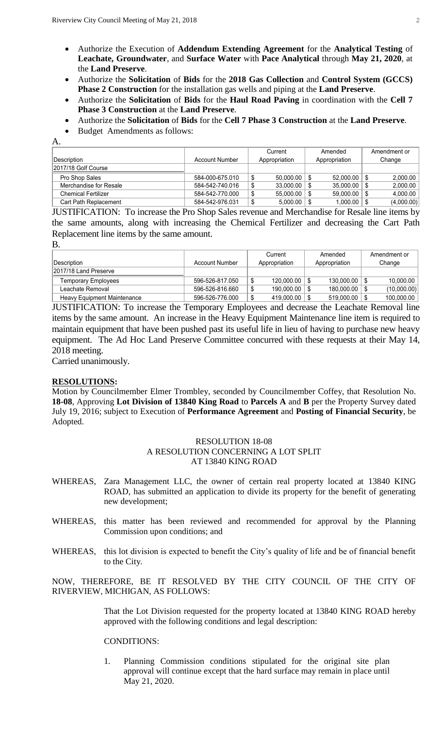- Authorize the Execution of **Addendum Extending Agreement** for the **Analytical Testing** of **Leachate, Groundwater**, and **Surface Water** with **Pace Analytical** through **May 21, 2020**, at the **Land Preserve**.
- Authorize the **Solicitation** of **Bids** for the **2018 Gas Collection** and **Control System (GCCS) Phase 2 Construction** for the installation gas wells and piping at the **Land Preserve**.
- Authorize the **Solicitation** of **Bids** for the **Haul Road Paving** in coordination with the **Cell 7 Phase 3 Construction** at the **Land Preserve**.
- Authorize the **Solicitation** of **Bids** for the **Cell 7 Phase 3 Construction** at the **Land Preserve**.
- Budget Amendments as follows:

A.

| Description | Account Number | Current Appropriation | Amended Appropriation | Amendment or Change |
|---|---|---|---|---|
| 2017/18 Golf Course | | | | |
| Pro Shop Sales | 584-000-675.010 | $ 50,000.00 | $ 52,000.00 | $ 2,000.00 |
| Merchandise for Resale | 584-542-740.016 | $ 33,000.00 | $ 35,000.00 | $ 2,000.00 |
| Chemical Fertilizer | 584-542-770.000 | $ 55,000.00 | $ 59,000.00 | $ 4,000.00 |
| Cart Path Replacement | 584-542-976.031 | $ 5,000.00 | $ 1,000.00 | $ (4,000.00) |

JUSTIFICATION: To increase the Pro Shop Sales revenue and Merchandise for Resale line items by the same amounts, along with increasing the Chemical Fertilizer and decreasing the Cart Path Replacement line items by the same amount.

B.

| Description | Account Number | Current Appropriation | Amended Appropriation | Amendment or Change |
|---|---|---|---|---|
| 2017/18 Land Preserve | | | | |
| Temporary Employees | 596-526-817.050 | $ 120,000.00 | $ 130,000.00 | $ 10,000.00 |
| Leachate Removal | 596-526-816.660 | $ 190,000.00 | $ 180,000.00 | $ (10,000.00) |
| Heavy Equipment Maintenance | 596-526-776.000 | $ 419,000.00 | $ 519,000.00 | $ 100,000.00 |

JUSTIFICATION: To increase the Temporary Employees and decrease the Leachate Removal line items by the same amount. An increase in the Heavy Equipment Maintenance line item is required to maintain equipment that have been pushed past its useful life in lieu of having to purchase new heavy equipment. The Ad Hoc Land Preserve Committee concurred with these requests at their May 14, 2018 meeting.

Carried unanimously.

## RESOLUTIONS:

Motion by Councilmember Elmer Trombley, seconded by Councilmember Coffey, that Resolution No. **18-08**, Approving **Lot Division of 13840 King Road** to **Parcels A** and **B** per the Property Survey dated July 19, 2016; subject to Execution of **Performance Agreement** and **Posting of Financial Security**, be Adopted.

RESOLUTION 18-08
A RESOLUTION CONCERNING A LOT SPLIT
AT 13840 KING ROAD

WHEREAS, Zara Management LLC, the owner of certain real property located at 13840 KING ROAD, has submitted an application to divide its property for the benefit of generating new development;

WHEREAS, this matter has been reviewed and recommended for approval by the Planning Commission upon conditions; and

WHEREAS, this lot division is expected to benefit the City's quality of life and be of financial benefit to the City.

NOW, THEREFORE, BE IT RESOLVED BY THE CITY COUNCIL OF THE CITY OF RIVERVIEW, MICHIGAN, AS FOLLOWS:

That the Lot Division requested for the property located at 13840 KING ROAD hereby approved with the following conditions and legal description:

CONDITIONS:

1. Planning Commission conditions stipulated for the original site plan approval will continue except that the hard surface may remain in place until May 21, 2020.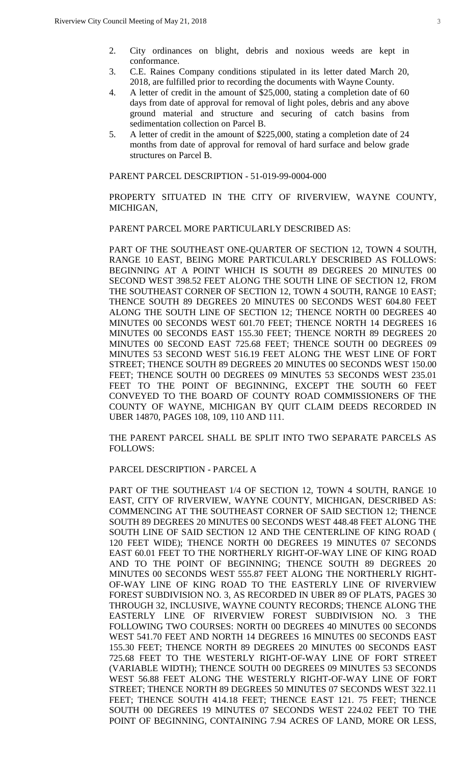2. City ordinances on blight, debris and noxious weeds are kept in conformance.
3. C.E. Raines Company conditions stipulated in its letter dated March 20, 2018, are fulfilled prior to recording the documents with Wayne County.
4. A letter of credit in the amount of $25,000, stating a completion date of 60 days from date of approval for removal of light poles, debris and any above ground material and structure and securing of catch basins from sedimentation collection on Parcel B.
5. A letter of credit in the amount of $225,000, stating a completion date of 24 months from date of approval for removal of hard surface and below grade structures on Parcel B.

PARENT PARCEL DESCRIPTION - 51-019-99-0004-000

PROPERTY SITUATED IN THE CITY OF RIVERVIEW, WAYNE COUNTY, MICHIGAN,

PARENT PARCEL MORE PARTICULARLY DESCRIBED AS:

PART OF THE SOUTHEAST ONE-QUARTER OF SECTION 12, TOWN 4 SOUTH, RANGE 10 EAST, BEING MORE PARTICULARLY DESCRIBED AS FOLLOWS: BEGINNING AT A POINT WHICH IS SOUTH 89 DEGREES 20 MINUTES 00 SECOND WEST 398.52 FEET ALONG THE SOUTH LINE OF SECTION 12, FROM THE SOUTHEAST CORNER OF SECTION 12, TOWN 4 SOUTH, RANGE 10 EAST; THENCE SOUTH 89 DEGREES 20 MINUTES 00 SECONDS WEST 604.80 FEET ALONG THE SOUTH LINE OF SECTION 12; THENCE NORTH 00 DEGREES 40 MINUTES 00 SECONDS WEST 601.70 FEET; THENCE NORTH 14 DEGREES 16 MINUTES 00 SECONDS EAST 155.30 FEET; THENCE NORTH 89 DEGREES 20 MINUTES 00 SECOND EAST 725.68 FEET; THENCE SOUTH 00 DEGREES 09 MINUTES 53 SECOND WEST 516.19 FEET ALONG THE WEST LINE OF FORT STREET; THENCE SOUTH 89 DEGREES 20 MINUTES 00 SECONDS WEST 150.00 FEET; THENCE SOUTH 00 DEGREES 09 MINUTES 53 SECONDS WEST 235.01 FEET TO THE POINT OF BEGINNING, EXCEPT THE SOUTH 60 FEET CONVEYED TO THE BOARD OF COUNTY ROAD COMMISSIONERS OF THE COUNTY OF WAYNE, MICHIGAN BY QUIT CLAIM DEEDS RECORDED IN UBER 14870, PAGES 108, 109, 110 AND 111.

THE PARENT PARCEL SHALL BE SPLIT INTO TWO SEPARATE PARCELS AS FOLLOWS:

PARCEL DESCRIPTION - PARCEL A

PART OF THE SOUTHEAST 1/4 OF SECTION 12, TOWN 4 SOUTH, RANGE 10 EAST, CITY OF RIVERVIEW, WAYNE COUNTY, MICHIGAN, DESCRIBED AS: COMMENCING AT THE SOUTHEAST CORNER OF SAID SECTION 12; THENCE SOUTH 89 DEGREES 20 MINUTES 00 SECONDS WEST 448.48 FEET ALONG THE SOUTH LINE OF SAID SECTION 12 AND THE CENTERLINE OF KING ROAD ( 120 FEET WIDE); THENCE NORTH 00 DEGREES 19 MINUTES 07 SECONDS EAST 60.01 FEET TO THE NORTHERLY RIGHT-OF-WAY LINE OF KING ROAD AND TO THE POINT OF BEGINNING; THENCE SOUTH 89 DEGREES 20 MINUTES 00 SECONDS WEST 555.87 FEET ALONG THE NORTHERLY RIGHT-OF-WAY LINE OF KING ROAD TO THE EASTERLY LINE OF RIVERVIEW FOREST SUBDIVISION NO. 3, AS RECORDED IN UBER 89 OF PLATS, PAGES 30 THROUGH 32, INCLUSIVE, WAYNE COUNTY RECORDS; THENCE ALONG THE EASTERLY LINE OF RIVERVIEW FOREST SUBDIVISION NO. 3 THE FOLLOWING TWO COURSES: NORTH 00 DEGREES 40 MINUTES 00 SECONDS WEST 541.70 FEET AND NORTH 14 DEGREES 16 MINUTES 00 SECONDS EAST 155.30 FEET; THENCE NORTH 89 DEGREES 20 MINUTES 00 SECONDS EAST 725.68 FEET TO THE WESTERLY RIGHT-OF-WAY LINE OF FORT STREET (VARIABLE WIDTH); THENCE SOUTH 00 DEGREES 09 MINUTES 53 SECONDS WEST 56.88 FEET ALONG THE WESTERLY RIGHT-OF-WAY LINE OF FORT STREET; THENCE NORTH 89 DEGREES 50 MINUTES 07 SECONDS WEST 322.11 FEET; THENCE SOUTH 414.18 FEET; THENCE EAST 121. 75 FEET; THENCE SOUTH 00 DEGREES 19 MINUTES 07 SECONDS WEST 224.02 FEET TO THE POINT OF BEGINNING, CONTAINING 7.94 ACRES OF LAND, MORE OR LESS,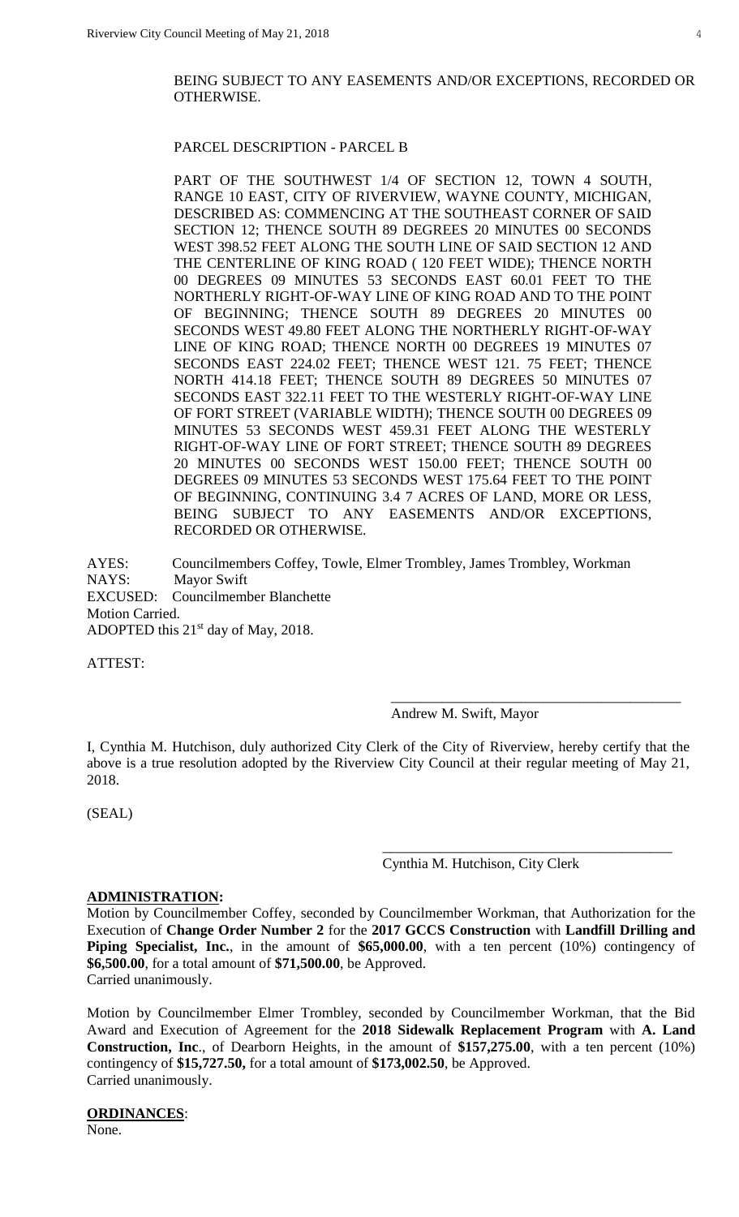BEING SUBJECT TO ANY EASEMENTS AND/OR EXCEPTIONS, RECORDED OR OTHERWISE.

PARCEL DESCRIPTION - PARCEL B

PART OF THE SOUTHWEST 1/4 OF SECTION 12, TOWN 4 SOUTH, RANGE 10 EAST, CITY OF RIVERVIEW, WAYNE COUNTY, MICHIGAN, DESCRIBED AS: COMMENCING AT THE SOUTHEAST CORNER OF SAID SECTION 12; THENCE SOUTH 89 DEGREES 20 MINUTES 00 SECONDS WEST 398.52 FEET ALONG THE SOUTH LINE OF SAID SECTION 12 AND THE CENTERLINE OF KING ROAD ( 120 FEET WIDE); THENCE NORTH 00 DEGREES 09 MINUTES 53 SECONDS EAST 60.01 FEET TO THE NORTHERLY RIGHT-OF-WAY LINE OF KING ROAD AND TO THE POINT OF BEGINNING; THENCE SOUTH 89 DEGREES 20 MINUTES 00 SECONDS WEST 49.80 FEET ALONG THE NORTHERLY RIGHT-OF-WAY LINE OF KING ROAD; THENCE NORTH 00 DEGREES 19 MINUTES 07 SECONDS EAST 224.02 FEET; THENCE WEST 121. 75 FEET; THENCE NORTH 414.18 FEET; THENCE SOUTH 89 DEGREES 50 MINUTES 07 SECONDS EAST 322.11 FEET TO THE WESTERLY RIGHT-OF-WAY LINE OF FORT STREET (VARIABLE WIDTH); THENCE SOUTH 00 DEGREES 09 MINUTES 53 SECONDS WEST 459.31 FEET ALONG THE WESTERLY RIGHT-OF-WAY LINE OF FORT STREET; THENCE SOUTH 89 DEGREES 20 MINUTES 00 SECONDS WEST 150.00 FEET; THENCE SOUTH 00 DEGREES 09 MINUTES 53 SECONDS WEST 175.64 FEET TO THE POINT OF BEGINNING, CONTINUING 3.4 7 ACRES OF LAND, MORE OR LESS, BEING SUBJECT TO ANY EASEMENTS AND/OR EXCEPTIONS, RECORDED OR OTHERWISE.

AYES: Councilmembers Coffey, Towle, Elmer Trombley, James Trombley, Workman
NAYS: Mayor Swift
EXCUSED: Councilmember Blanchette
Motion Carried.
ADOPTED this 21st day of May, 2018.

ATTEST:

\_\_\_\_\_\_\_\_\_\_\_\_\_\_\_\_\_\_\_\_\_\_\_\_\_\_\_\_\_\_\_\_\_\_\_\_\_\_\_\_
Andrew M. Swift, Mayor

I, Cynthia M. Hutchison, duly authorized City Clerk of the City of Riverview, hereby certify that the above is a true resolution adopted by the Riverview City Council at their regular meeting of May 21, 2018.

(SEAL)

\_\_\_\_\_\_\_\_\_\_\_\_\_\_\_\_\_\_\_\_\_\_\_\_\_\_\_\_\_\_\_\_\_\_\_\_\_\_\_\_
Cynthia M. Hutchison, City Clerk

**ADMINISTRATION:**

Motion by Councilmember Coffey, seconded by Councilmember Workman, that Authorization for the Execution of **Change Order Number 2** for the **2017 GCCS Construction** with **Landfill Drilling and Piping Specialist, Inc.**, in the amount of **$65,000.00**, with a ten percent (10%) contingency of **$6,500.00**, for a total amount of **$71,500.00**, be Approved.
Carried unanimously.

Motion by Councilmember Elmer Trombley, seconded by Councilmember Workman, that the Bid Award and Execution of Agreement for the **2018 Sidewalk Replacement Program** with **A. Land Construction, Inc**., of Dearborn Heights, in the amount of **$157,275.00**, with a ten percent (10%) contingency of **$15,727.50,** for a total amount of **$173,002.50**, be Approved.
Carried unanimously.

**ORDINANCES**:

None.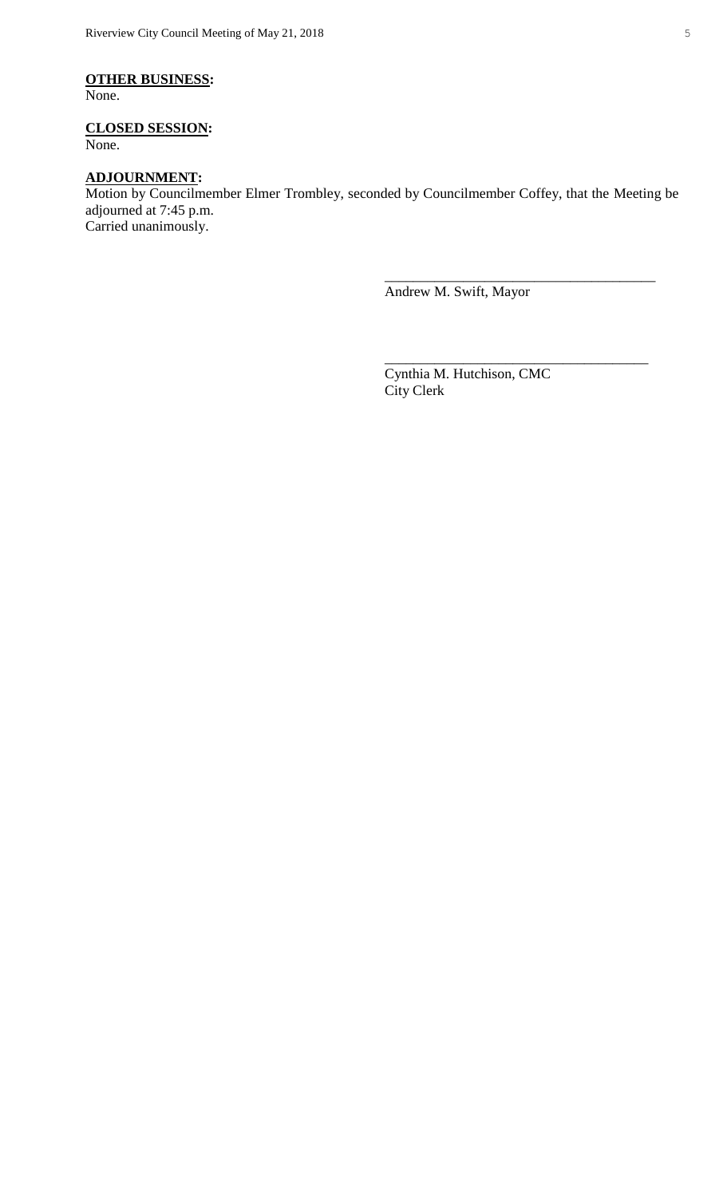**OTHER BUSINESS:**
None.

**CLOSED SESSION:**
None.

**ADJOURNMENT:**
Motion by Councilmember Elmer Trombley, seconded by Councilmember Coffey, that the Meeting be adjourned at 7:45 p.m.
Carried unanimously.

\_\_\_\_\_\_\_\_\_\_\_\_\_\_\_\_\_\_\_\_\_\_\_\_\_\_\_\_\_\_\_\_\_\_\_\_\_\_
Andrew M. Swift, Mayor

\_\_\_\_\_\_\_\_\_\_\_\_\_\_\_\_\_\_\_\_\_\_\_\_\_\_\_\_\_\_\_\_\_\_\_\_\_\_
Cynthia M. Hutchison, CMC
City Clerk